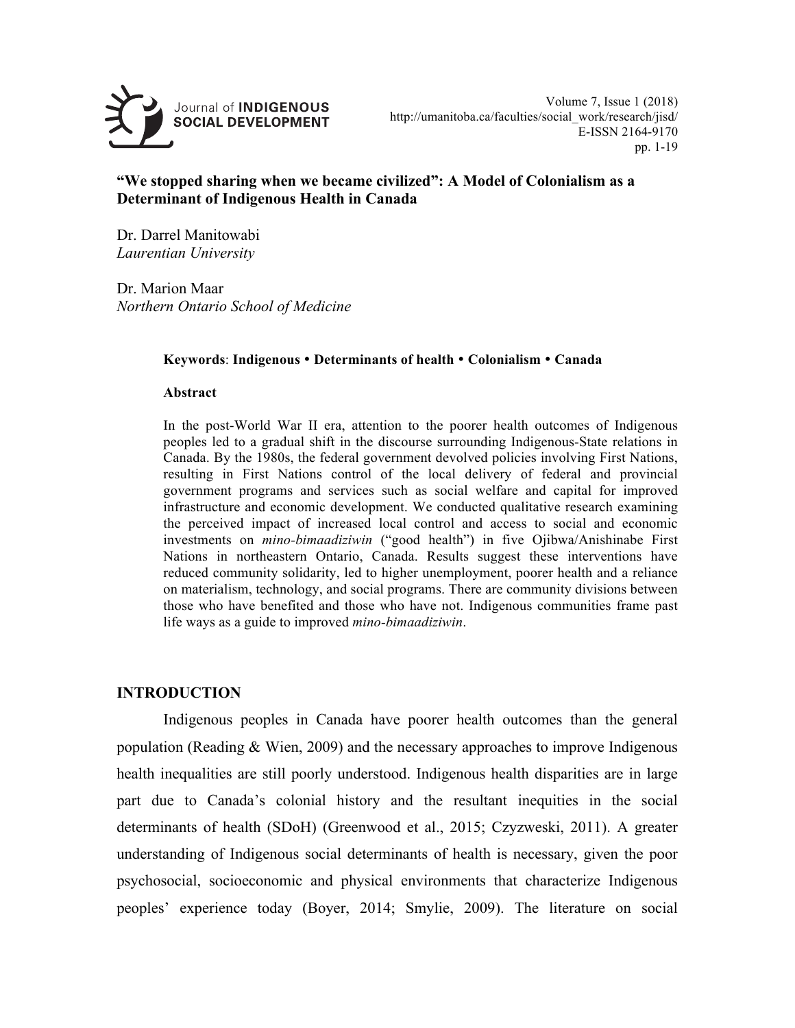# "We stopped sharing when we became civilized": A Model of Colonialism as a Determinant of Indigenous Health in Canada

Dr. Darrel Manitowabi
*Laurentian University*

Dr. Marion Maar
*Northern Ontario School of Medicine*

**Keywords**: **Indigenous • Determinants of health • Colonialism • Canada**

**Abstract**

In the post-World War II era, attention to the poorer health outcomes of Indigenous peoples led to a gradual shift in the discourse surrounding Indigenous-State relations in Canada. By the 1980s, the federal government devolved policies involving First Nations, resulting in First Nations control of the local delivery of federal and provincial government programs and services such as social welfare and capital for improved infrastructure and economic development. We conducted qualitative research examining the perceived impact of increased local control and access to social and economic investments on *mino-bimaadiziwin* ("good health") in five Ojibwa/Anishinabe First Nations in northeastern Ontario, Canada. Results suggest these interventions have reduced community solidarity, led to higher unemployment, poorer health and a reliance on materialism, technology, and social programs. There are community divisions between those who have benefited and those who have not. Indigenous communities frame past life ways as a guide to improved *mino-bimaadiziwin*.

## INTRODUCTION

Indigenous peoples in Canada have poorer health outcomes than the general population (Reading & Wien, 2009) and the necessary approaches to improve Indigenous health inequalities are still poorly understood. Indigenous health disparities are in large part due to Canada's colonial history and the resultant inequities in the social determinants of health (SDoH) (Greenwood et al., 2015; Czyzweski, 2011). A greater understanding of Indigenous social determinants of health is necessary, given the poor psychosocial, socioeconomic and physical environments that characterize Indigenous peoples' experience today (Boyer, 2014; Smylie, 2009). The literature on social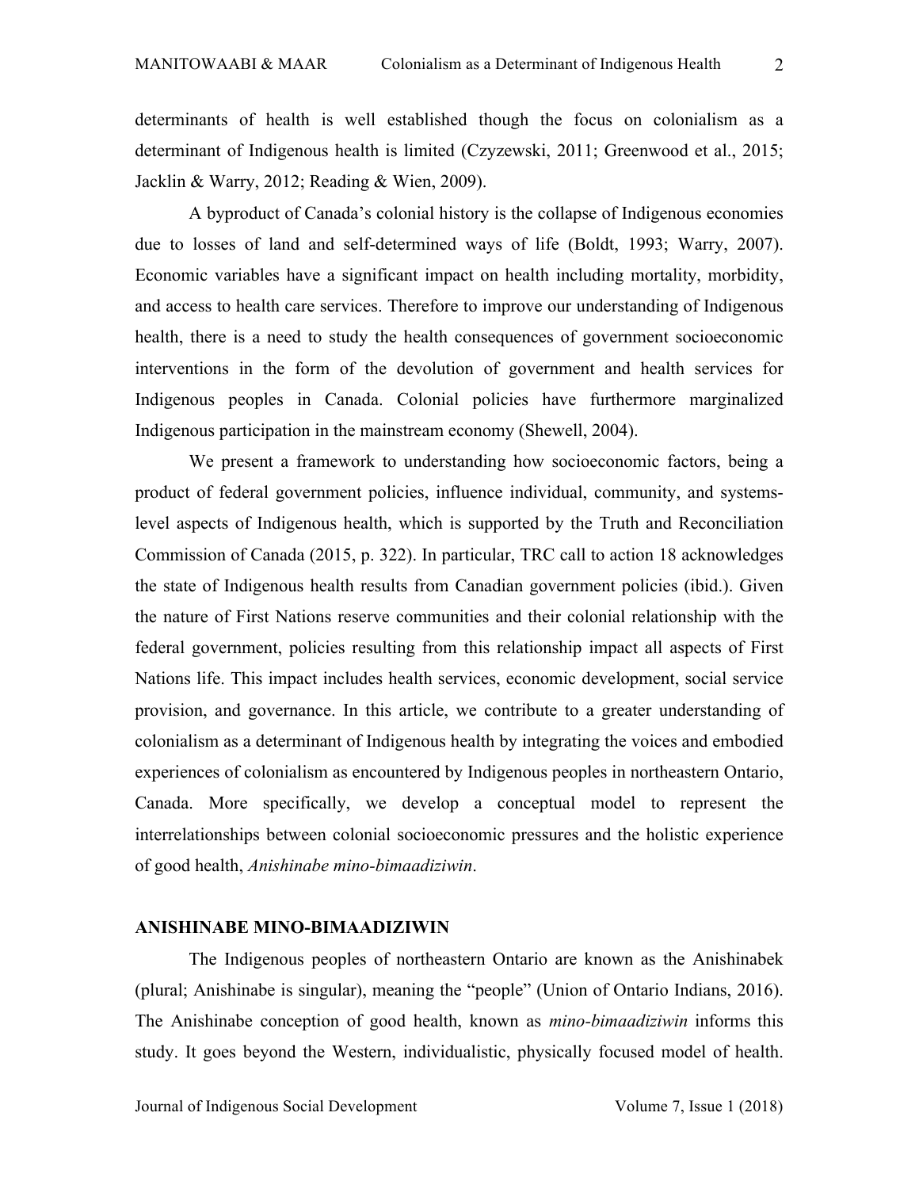determinants of health is well established though the focus on colonialism as a determinant of Indigenous health is limited (Czyzewski, 2011; Greenwood et al., 2015; Jacklin & Warry, 2012; Reading & Wien, 2009).

A byproduct of Canada's colonial history is the collapse of Indigenous economies due to losses of land and self-determined ways of life (Boldt, 1993; Warry, 2007). Economic variables have a significant impact on health including mortality, morbidity, and access to health care services. Therefore to improve our understanding of Indigenous health, there is a need to study the health consequences of government socioeconomic interventions in the form of the devolution of government and health services for Indigenous peoples in Canada. Colonial policies have furthermore marginalized Indigenous participation in the mainstream economy (Shewell, 2004).

We present a framework to understanding how socioeconomic factors, being a product of federal government policies, influence individual, community, and systems-level aspects of Indigenous health, which is supported by the Truth and Reconciliation Commission of Canada (2015, p. 322). In particular, TRC call to action 18 acknowledges the state of Indigenous health results from Canadian government policies (ibid.). Given the nature of First Nations reserve communities and their colonial relationship with the federal government, policies resulting from this relationship impact all aspects of First Nations life. This impact includes health services, economic development, social service provision, and governance. In this article, we contribute to a greater understanding of colonialism as a determinant of Indigenous health by integrating the voices and embodied experiences of colonialism as encountered by Indigenous peoples in northeastern Ontario, Canada. More specifically, we develop a conceptual model to represent the interrelationships between colonial socioeconomic pressures and the holistic experience of good health, *Anishinabe mino-bimaadiziwin*.

## ANISHINABE MINO-BIMAADIZIWIN

The Indigenous peoples of northeastern Ontario are known as the Anishinabek (plural; Anishinabe is singular), meaning the "people" (Union of Ontario Indians, 2016). The Anishinabe conception of good health, known as *mino-bimaadiziwin* informs this study. It goes beyond the Western, individualistic, physically focused model of health.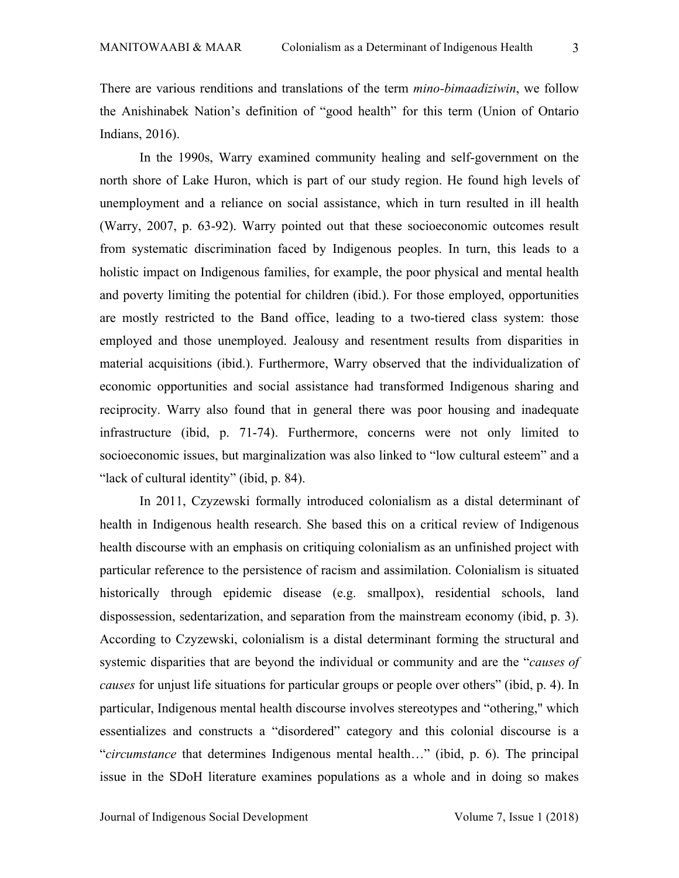There are various renditions and translations of the term *mino-bimaadiziwin*, we follow the Anishinabek Nation's definition of "good health" for this term (Union of Ontario Indians, 2016).

In the 1990s, Warry examined community healing and self-government on the north shore of Lake Huron, which is part of our study region. He found high levels of unemployment and a reliance on social assistance, which in turn resulted in ill health (Warry, 2007, p. 63-92). Warry pointed out that these socioeconomic outcomes result from systematic discrimination faced by Indigenous peoples. In turn, this leads to a holistic impact on Indigenous families, for example, the poor physical and mental health and poverty limiting the potential for children (ibid.). For those employed, opportunities are mostly restricted to the Band office, leading to a two-tiered class system: those employed and those unemployed. Jealousy and resentment results from disparities in material acquisitions (ibid.). Furthermore, Warry observed that the individualization of economic opportunities and social assistance had transformed Indigenous sharing and reciprocity. Warry also found that in general there was poor housing and inadequate infrastructure (ibid, p. 71-74). Furthermore, concerns were not only limited to socioeconomic issues, but marginalization was also linked to "low cultural esteem" and a "lack of cultural identity" (ibid, p. 84).

In 2011, Czyzewski formally introduced colonialism as a distal determinant of health in Indigenous health research. She based this on a critical review of Indigenous health discourse with an emphasis on critiquing colonialism as an unfinished project with particular reference to the persistence of racism and assimilation. Colonialism is situated historically through epidemic disease (e.g. smallpox), residential schools, land dispossession, sedentarization, and separation from the mainstream economy (ibid, p. 3). According to Czyzewski, colonialism is a distal determinant forming the structural and systemic disparities that are beyond the individual or community and are the "*causes of causes* for unjust life situations for particular groups or people over others" (ibid, p. 4). In particular, Indigenous mental health discourse involves stereotypes and "othering," which essentializes and constructs a "disordered" category and this colonial discourse is a "*circumstance* that determines Indigenous mental health…" (ibid, p. 6). The principal issue in the SDoH literature examines populations as a whole and in doing so makes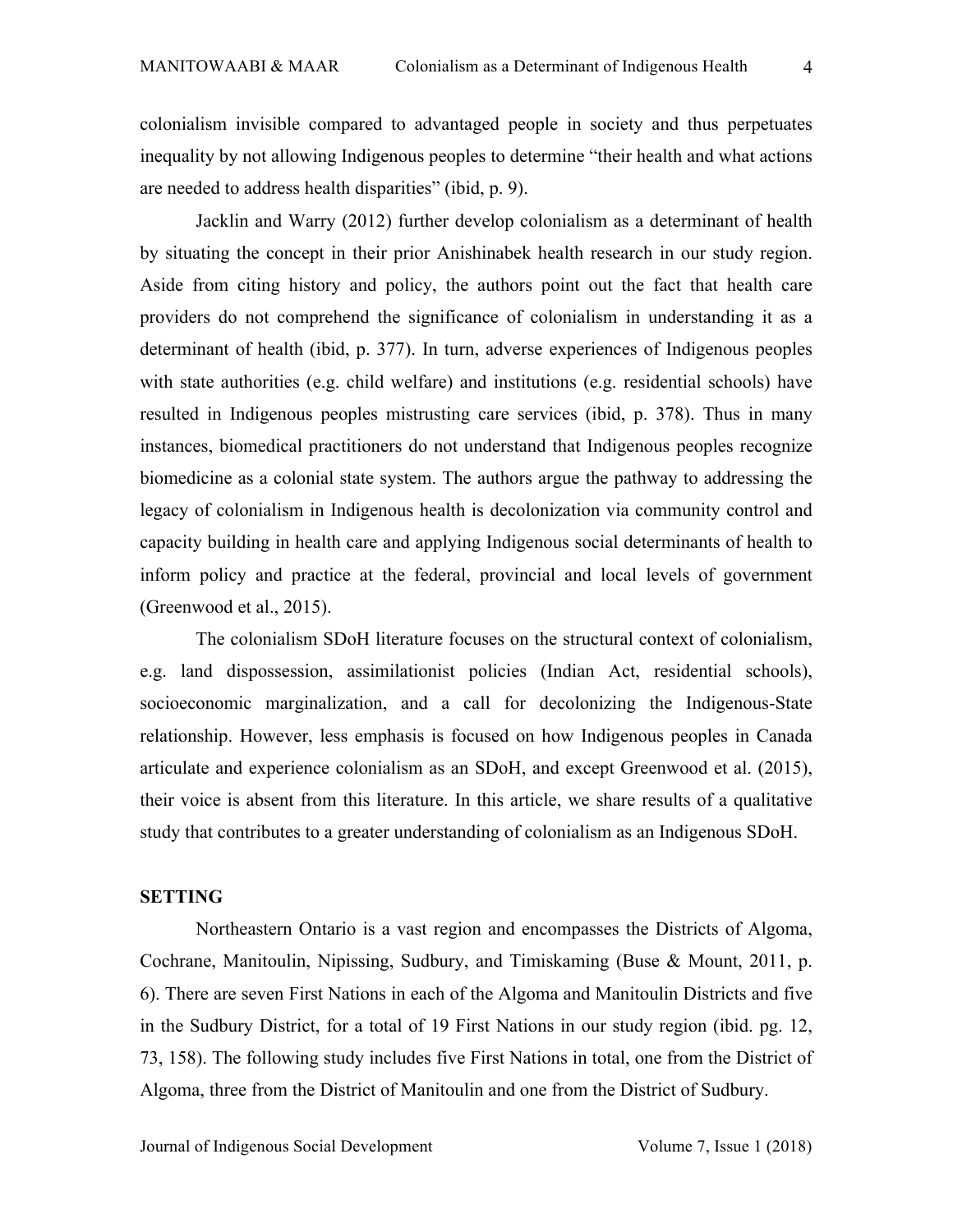colonialism invisible compared to advantaged people in society and thus perpetuates inequality by not allowing Indigenous peoples to determine "their health and what actions are needed to address health disparities" (ibid, p. 9).

Jacklin and Warry (2012) further develop colonialism as a determinant of health by situating the concept in their prior Anishinabek health research in our study region. Aside from citing history and policy, the authors point out the fact that health care providers do not comprehend the significance of colonialism in understanding it as a determinant of health (ibid, p. 377). In turn, adverse experiences of Indigenous peoples with state authorities (e.g. child welfare) and institutions (e.g. residential schools) have resulted in Indigenous peoples mistrusting care services (ibid, p. 378). Thus in many instances, biomedical practitioners do not understand that Indigenous peoples recognize biomedicine as a colonial state system. The authors argue the pathway to addressing the legacy of colonialism in Indigenous health is decolonization via community control and capacity building in health care and applying Indigenous social determinants of health to inform policy and practice at the federal, provincial and local levels of government (Greenwood et al., 2015).

The colonialism SDoH literature focuses on the structural context of colonialism, e.g. land dispossession, assimilationist policies (Indian Act, residential schools), socioeconomic marginalization, and a call for decolonizing the Indigenous-State relationship. However, less emphasis is focused on how Indigenous peoples in Canada articulate and experience colonialism as an SDoH, and except Greenwood et al. (2015), their voice is absent from this literature. In this article, we share results of a qualitative study that contributes to a greater understanding of colonialism as an Indigenous SDoH.

## SETTING

Northeastern Ontario is a vast region and encompasses the Districts of Algoma, Cochrane, Manitoulin, Nipissing, Sudbury, and Timiskaming (Buse & Mount, 2011, p. 6). There are seven First Nations in each of the Algoma and Manitoulin Districts and five in the Sudbury District, for a total of 19 First Nations in our study region (ibid. pg. 12, 73, 158). The following study includes five First Nations in total, one from the District of Algoma, three from the District of Manitoulin and one from the District of Sudbury.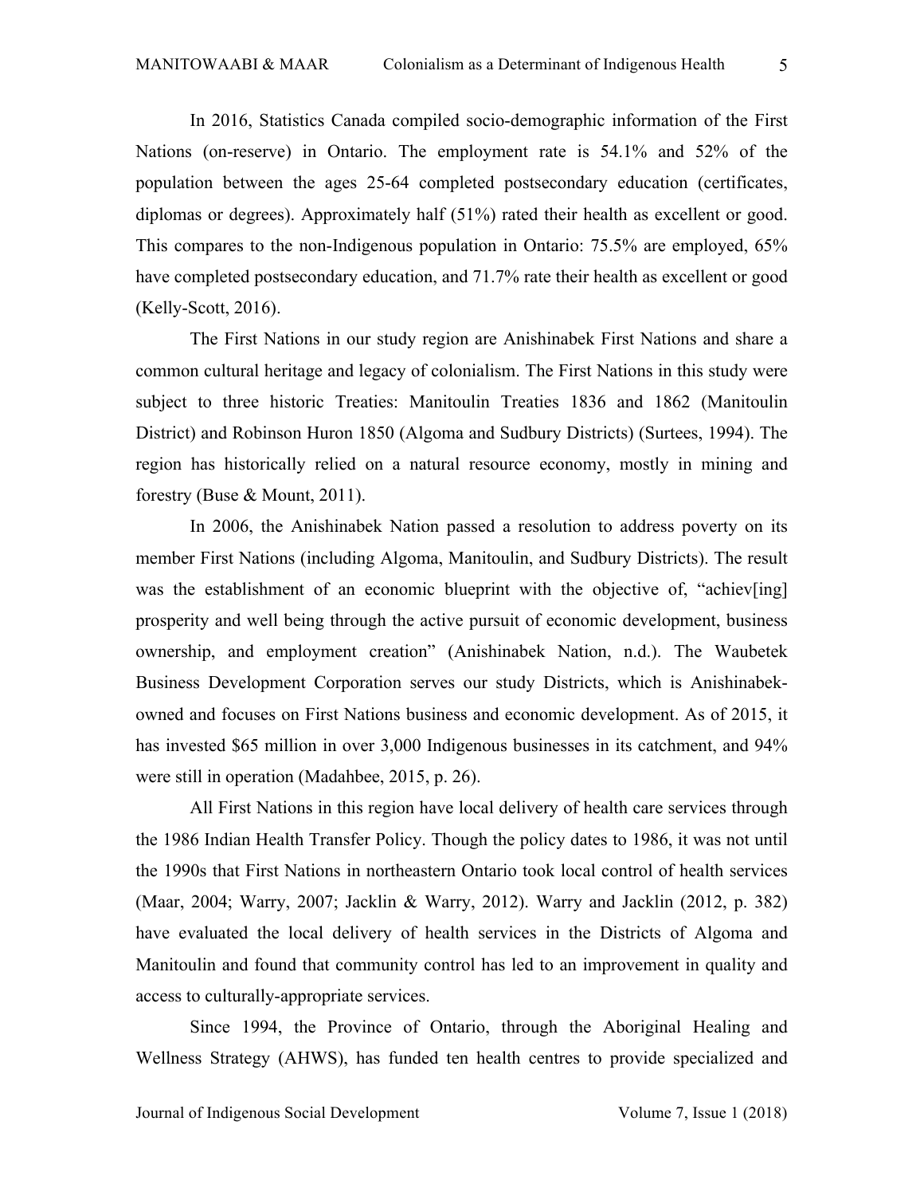In 2016, Statistics Canada compiled socio-demographic information of the First Nations (on-reserve) in Ontario. The employment rate is 54.1% and 52% of the population between the ages 25-64 completed postsecondary education (certificates, diplomas or degrees). Approximately half (51%) rated their health as excellent or good. This compares to the non-Indigenous population in Ontario: 75.5% are employed, 65% have completed postsecondary education, and 71.7% rate their health as excellent or good (Kelly-Scott, 2016).

The First Nations in our study region are Anishinabek First Nations and share a common cultural heritage and legacy of colonialism. The First Nations in this study were subject to three historic Treaties: Manitoulin Treaties 1836 and 1862 (Manitoulin District) and Robinson Huron 1850 (Algoma and Sudbury Districts) (Surtees, 1994). The region has historically relied on a natural resource economy, mostly in mining and forestry (Buse & Mount, 2011).

In 2006, the Anishinabek Nation passed a resolution to address poverty on its member First Nations (including Algoma, Manitoulin, and Sudbury Districts). The result was the establishment of an economic blueprint with the objective of, "achiev[ing] prosperity and well being through the active pursuit of economic development, business ownership, and employment creation" (Anishinabek Nation, n.d.). The Waubetek Business Development Corporation serves our study Districts, which is Anishinabek-owned and focuses on First Nations business and economic development. As of 2015, it has invested $65 million in over 3,000 Indigenous businesses in its catchment, and 94% were still in operation (Madahbee, 2015, p. 26).

All First Nations in this region have local delivery of health care services through the 1986 Indian Health Transfer Policy. Though the policy dates to 1986, it was not until the 1990s that First Nations in northeastern Ontario took local control of health services (Maar, 2004; Warry, 2007; Jacklin & Warry, 2012). Warry and Jacklin (2012, p. 382) have evaluated the local delivery of health services in the Districts of Algoma and Manitoulin and found that community control has led to an improvement in quality and access to culturally-appropriate services.

Since 1994, the Province of Ontario, through the Aboriginal Healing and Wellness Strategy (AHWS), has funded ten health centres to provide specialized and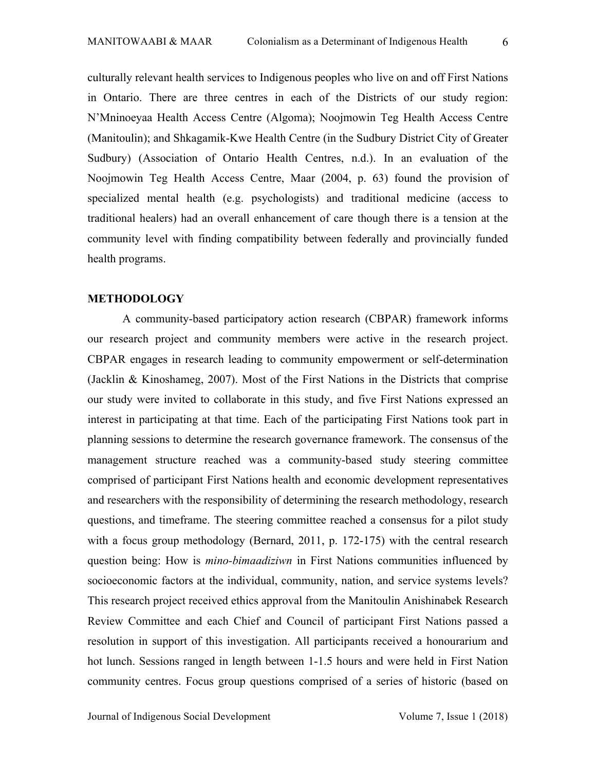culturally relevant health services to Indigenous peoples who live on and off First Nations in Ontario. There are three centres in each of the Districts of our study region: N'Mninoeyaa Health Access Centre (Algoma); Noojmowin Teg Health Access Centre (Manitoulin); and Shkagamik-Kwe Health Centre (in the Sudbury District City of Greater Sudbury) (Association of Ontario Health Centres, n.d.). In an evaluation of the Noojmowin Teg Health Access Centre, Maar (2004, p. 63) found the provision of specialized mental health (e.g. psychologists) and traditional medicine (access to traditional healers) had an overall enhancement of care though there is a tension at the community level with finding compatibility between federally and provincially funded health programs.

## METHODOLOGY

A community-based participatory action research (CBPAR) framework informs our research project and community members were active in the research project. CBPAR engages in research leading to community empowerment or self-determination (Jacklin & Kinoshameg, 2007). Most of the First Nations in the Districts that comprise our study were invited to collaborate in this study, and five First Nations expressed an interest in participating at that time. Each of the participating First Nations took part in planning sessions to determine the research governance framework. The consensus of the management structure reached was a community-based study steering committee comprised of participant First Nations health and economic development representatives and researchers with the responsibility of determining the research methodology, research questions, and timeframe. The steering committee reached a consensus for a pilot study with a focus group methodology (Bernard, 2011, p. 172-175) with the central research question being: How is *mino-bimaadiziwn* in First Nations communities influenced by socioeconomic factors at the individual, community, nation, and service systems levels? This research project received ethics approval from the Manitoulin Anishinabek Research Review Committee and each Chief and Council of participant First Nations passed a resolution in support of this investigation. All participants received a honourarium and hot lunch. Sessions ranged in length between 1-1.5 hours and were held in First Nation community centres. Focus group questions comprised of a series of historic (based on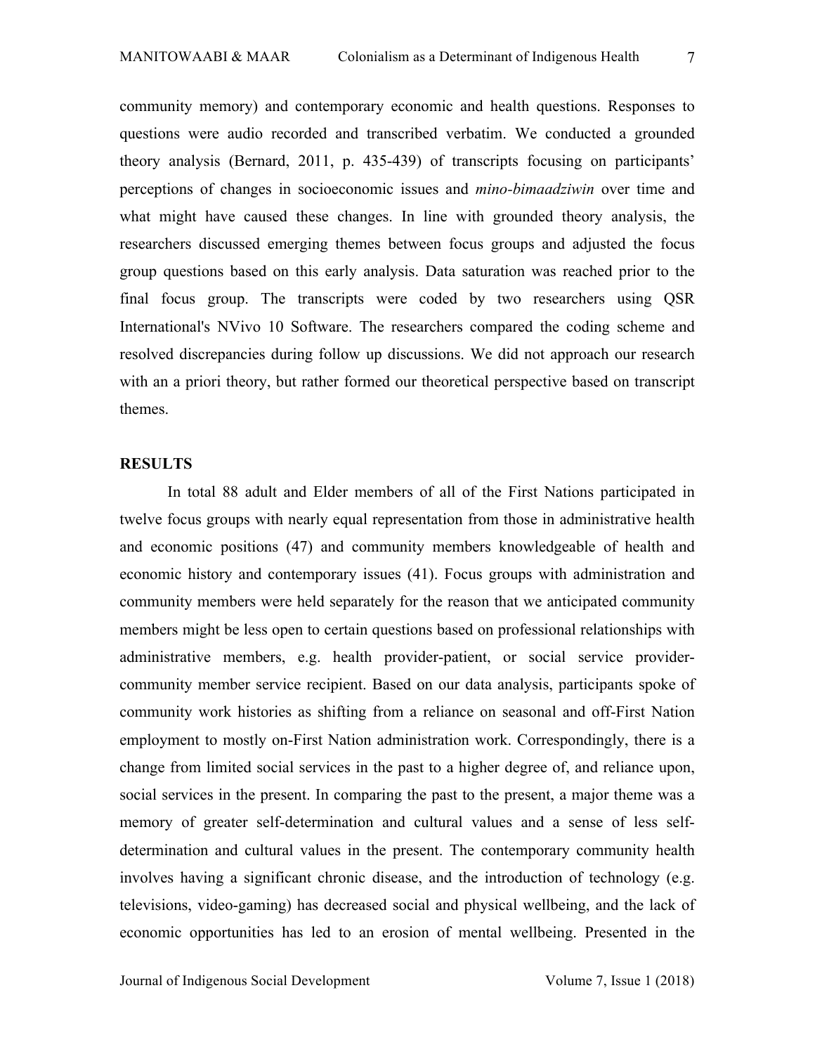community memory) and contemporary economic and health questions. Responses to questions were audio recorded and transcribed verbatim. We conducted a grounded theory analysis (Bernard, 2011, p. 435-439) of transcripts focusing on participants' perceptions of changes in socioeconomic issues and *mino-bimaadziwin* over time and what might have caused these changes. In line with grounded theory analysis, the researchers discussed emerging themes between focus groups and adjusted the focus group questions based on this early analysis. Data saturation was reached prior to the final focus group. The transcripts were coded by two researchers using QSR International's NVivo 10 Software. The researchers compared the coding scheme and resolved discrepancies during follow up discussions. We did not approach our research with an a priori theory, but rather formed our theoretical perspective based on transcript themes.

## RESULTS

In total 88 adult and Elder members of all of the First Nations participated in twelve focus groups with nearly equal representation from those in administrative health and economic positions (47) and community members knowledgeable of health and economic history and contemporary issues (41). Focus groups with administration and community members were held separately for the reason that we anticipated community members might be less open to certain questions based on professional relationships with administrative members, e.g. health provider-patient, or social service provider-community member service recipient. Based on our data analysis, participants spoke of community work histories as shifting from a reliance on seasonal and off-First Nation employment to mostly on-First Nation administration work. Correspondingly, there is a change from limited social services in the past to a higher degree of, and reliance upon, social services in the present. In comparing the past to the present, a major theme was a memory of greater self-determination and cultural values and a sense of less self-determination and cultural values in the present. The contemporary community health involves having a significant chronic disease, and the introduction of technology (e.g. televisions, video-gaming) has decreased social and physical wellbeing, and the lack of economic opportunities has led to an erosion of mental wellbeing. Presented in the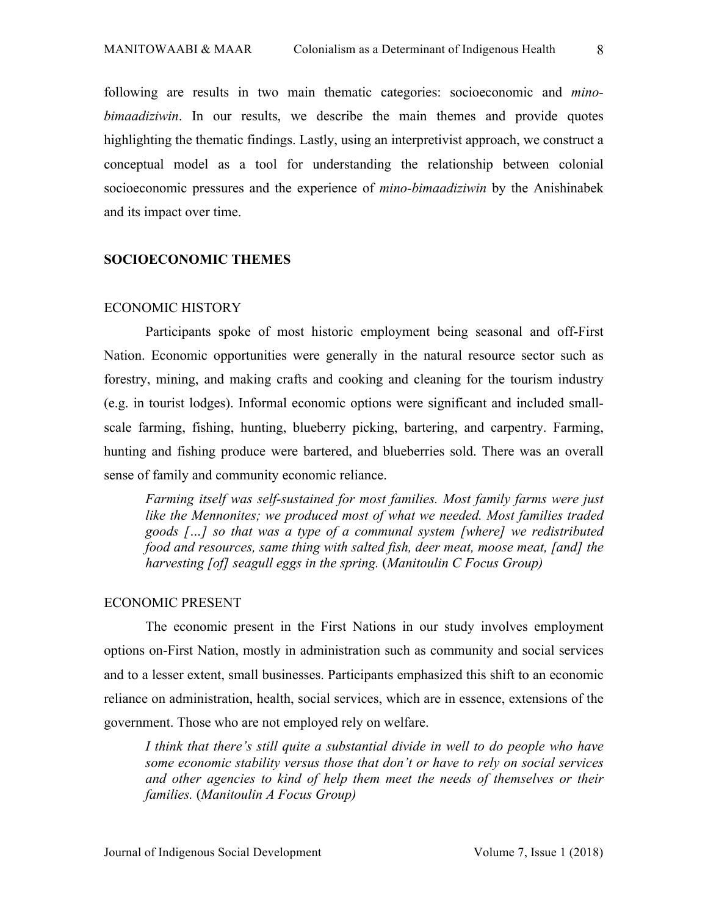following are results in two main thematic categories: socioeconomic and *mino-bimaadiziwin*. In our results, we describe the main themes and provide quotes highlighting the thematic findings. Lastly, using an interpretivist approach, we construct a conceptual model as a tool for understanding the relationship between colonial socioeconomic pressures and the experience of *mino-bimaadiziwin* by the Anishinabek and its impact over time.

## SOCIOECONOMIC THEMES

### ECONOMIC HISTORY

Participants spoke of most historic employment being seasonal and off-First Nation. Economic opportunities were generally in the natural resource sector such as forestry, mining, and making crafts and cooking and cleaning for the tourism industry (e.g. in tourist lodges). Informal economic options were significant and included small-scale farming, fishing, hunting, blueberry picking, bartering, and carpentry. Farming, hunting and fishing produce were bartered, and blueberries sold. There was an overall sense of family and community economic reliance.

> *Farming itself was self-sustained for most families. Most family farms were just like the Mennonites; we produced most of what we needed. Most families traded goods […] so that was a type of a communal system [where] we redistributed food and resources, same thing with salted fish, deer meat, moose meat, [and] the harvesting [of] seagull eggs in the spring.* (*Manitoulin C Focus Group)*

### ECONOMIC PRESENT

The economic present in the First Nations in our study involves employment options on-First Nation, mostly in administration such as community and social services and to a lesser extent, small businesses. Participants emphasized this shift to an economic reliance on administration, health, social services, which are in essence, extensions of the government. Those who are not employed rely on welfare.

> *I think that there's still quite a substantial divide in well to do people who have some economic stability versus those that don't or have to rely on social services and other agencies to kind of help them meet the needs of themselves or their families.* (*Manitoulin A Focus Group)*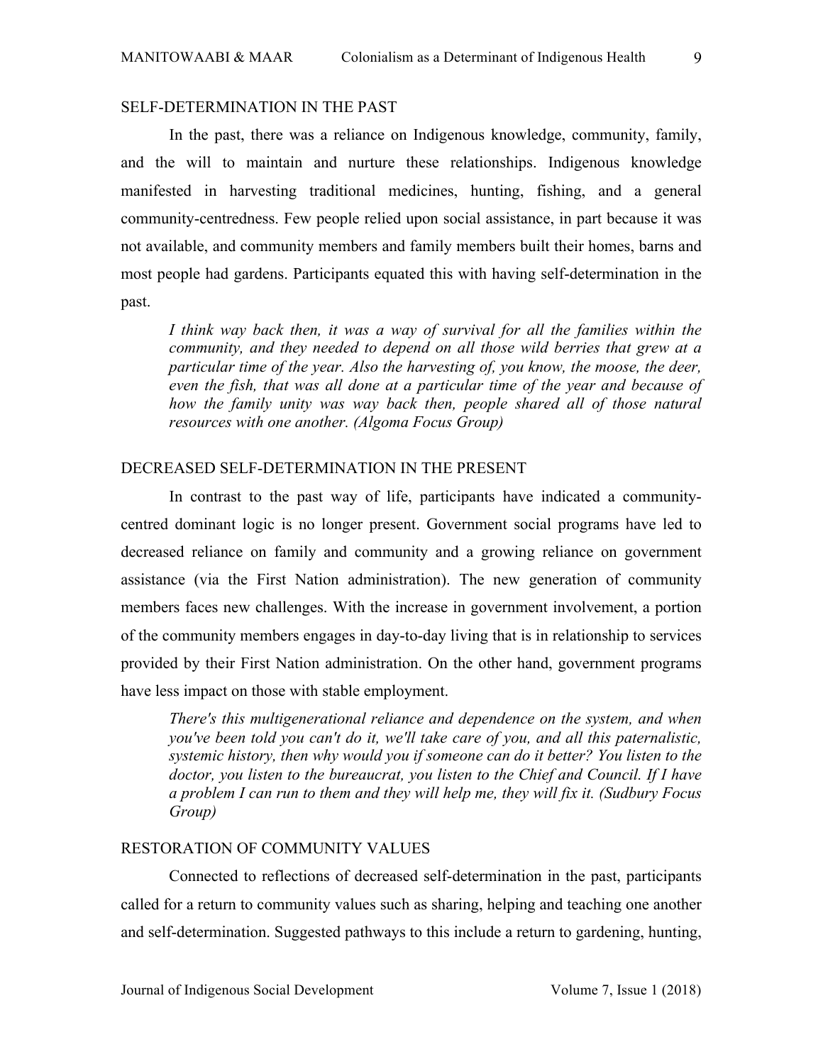### SELF-DETERMINATION IN THE PAST

In the past, there was a reliance on Indigenous knowledge, community, family, and the will to maintain and nurture these relationships. Indigenous knowledge manifested in harvesting traditional medicines, hunting, fishing, and a general community-centredness. Few people relied upon social assistance, in part because it was not available, and community members and family members built their homes, barns and most people had gardens. Participants equated this with having self-determination in the past.

> *I think way back then, it was a way of survival for all the families within the community, and they needed to depend on all those wild berries that grew at a particular time of the year. Also the harvesting of, you know, the moose, the deer, even the fish, that was all done at a particular time of the year and because of how the family unity was way back then, people shared all of those natural resources with one another. (Algoma Focus Group)*

### DECREASED SELF-DETERMINATION IN THE PRESENT

In contrast to the past way of life, participants have indicated a community-centred dominant logic is no longer present. Government social programs have led to decreased reliance on family and community and a growing reliance on government assistance (via the First Nation administration). The new generation of community members faces new challenges. With the increase in government involvement, a portion of the community members engages in day-to-day living that is in relationship to services provided by their First Nation administration. On the other hand, government programs have less impact on those with stable employment.

> *There's this multigenerational reliance and dependence on the system, and when you've been told you can't do it, we'll take care of you, and all this paternalistic, systemic history, then why would you if someone can do it better? You listen to the doctor, you listen to the bureaucrat, you listen to the Chief and Council. If I have a problem I can run to them and they will help me, they will fix it. (Sudbury Focus Group)*

### RESTORATION OF COMMUNITY VALUES

Connected to reflections of decreased self-determination in the past, participants called for a return to community values such as sharing, helping and teaching one another and self-determination. Suggested pathways to this include a return to gardening, hunting,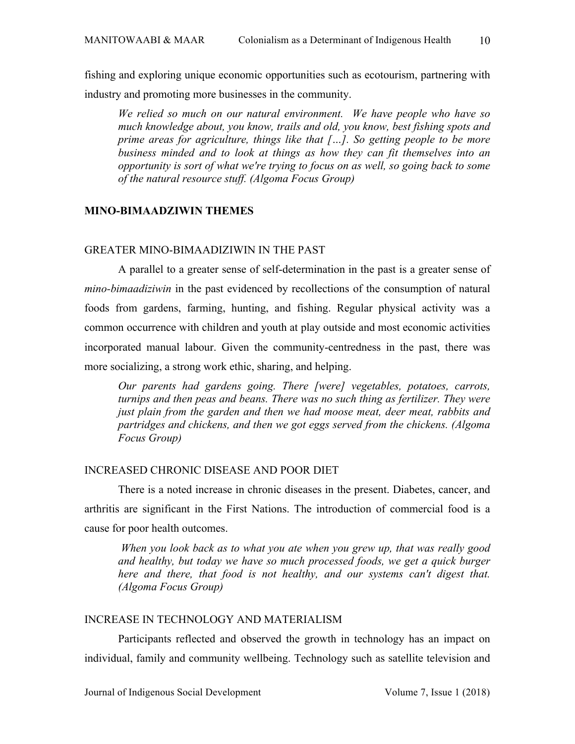fishing and exploring unique economic opportunities such as ecotourism, partnering with industry and promoting more businesses in the community.

> *We relied so much on our natural environment. We have people who have so much knowledge about, you know, trails and old, you know, best fishing spots and prime areas for agriculture, things like that […]. So getting people to be more business minded and to look at things as how they can fit themselves into an opportunity is sort of what we're trying to focus on as well, so going back to some of the natural resource stuff. (Algoma Focus Group)*

## MINO-BIMAADZIWIN THEMES

### GREATER MINO-BIMAADIZIWIN IN THE PAST

A parallel to a greater sense of self-determination in the past is a greater sense of *mino-bimaadiziwin* in the past evidenced by recollections of the consumption of natural foods from gardens, farming, hunting, and fishing. Regular physical activity was a common occurrence with children and youth at play outside and most economic activities incorporated manual labour. Given the community-centredness in the past, there was more socializing, a strong work ethic, sharing, and helping.

> *Our parents had gardens going. There [were] vegetables, potatoes, carrots, turnips and then peas and beans. There was no such thing as fertilizer. They were just plain from the garden and then we had moose meat, deer meat, rabbits and partridges and chickens, and then we got eggs served from the chickens. (Algoma Focus Group)*

### INCREASED CHRONIC DISEASE AND POOR DIET

There is a noted increase in chronic diseases in the present. Diabetes, cancer, and arthritis are significant in the First Nations. The introduction of commercial food is a cause for poor health outcomes.

> *When you look back as to what you ate when you grew up, that was really good and healthy, but today we have so much processed foods, we get a quick burger here and there, that food is not healthy, and our systems can't digest that. (Algoma Focus Group)*

### INCREASE IN TECHNOLOGY AND MATERIALISM

Participants reflected and observed the growth in technology has an impact on individual, family and community wellbeing. Technology such as satellite television and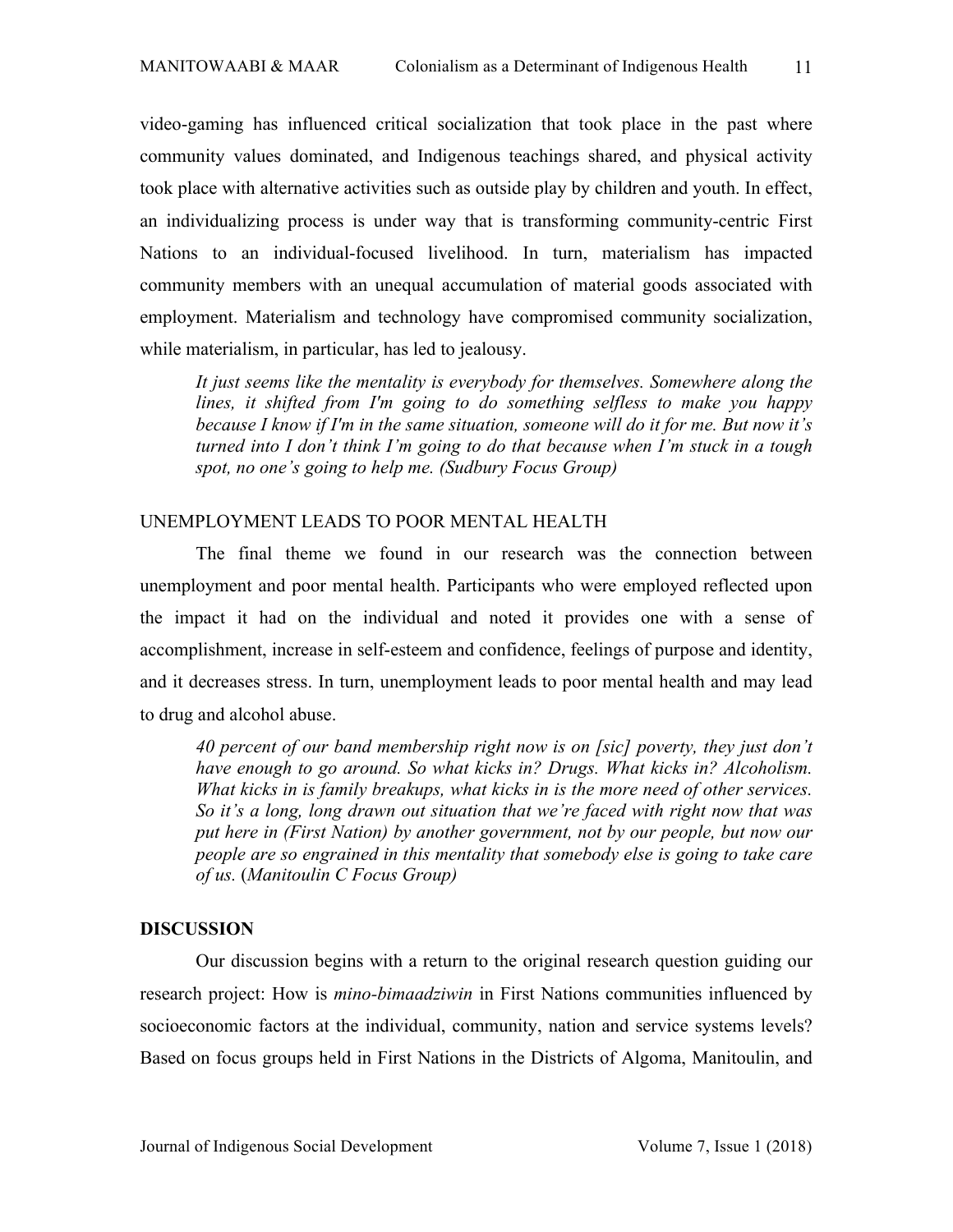video-gaming has influenced critical socialization that took place in the past where community values dominated, and Indigenous teachings shared, and physical activity took place with alternative activities such as outside play by children and youth. In effect, an individualizing process is under way that is transforming community-centric First Nations to an individual-focused livelihood. In turn, materialism has impacted community members with an unequal accumulation of material goods associated with employment. Materialism and technology have compromised community socialization, while materialism, in particular, has led to jealousy.

> *It just seems like the mentality is everybody for themselves. Somewhere along the lines, it shifted from I'm going to do something selfless to make you happy because I know if I'm in the same situation, someone will do it for me. But now it's turned into I don't think I'm going to do that because when I'm stuck in a tough spot, no one's going to help me. (Sudbury Focus Group)*

### UNEMPLOYMENT LEADS TO POOR MENTAL HEALTH

The final theme we found in our research was the connection between unemployment and poor mental health. Participants who were employed reflected upon the impact it had on the individual and noted it provides one with a sense of accomplishment, increase in self-esteem and confidence, feelings of purpose and identity, and it decreases stress. In turn, unemployment leads to poor mental health and may lead to drug and alcohol abuse.

> *40 percent of our band membership right now is on [sic] poverty, they just don't have enough to go around. So what kicks in? Drugs. What kicks in? Alcoholism. What kicks in is family breakups, what kicks in is the more need of other services. So it's a long, long drawn out situation that we're faced with right now that was put here in (First Nation) by another government, not by our people, but now our people are so engrained in this mentality that somebody else is going to take care of us.* (*Manitoulin C Focus Group)*

## DISCUSSION

Our discussion begins with a return to the original research question guiding our research project: How is *mino-bimaadziwin* in First Nations communities influenced by socioeconomic factors at the individual, community, nation and service systems levels? Based on focus groups held in First Nations in the Districts of Algoma, Manitoulin, and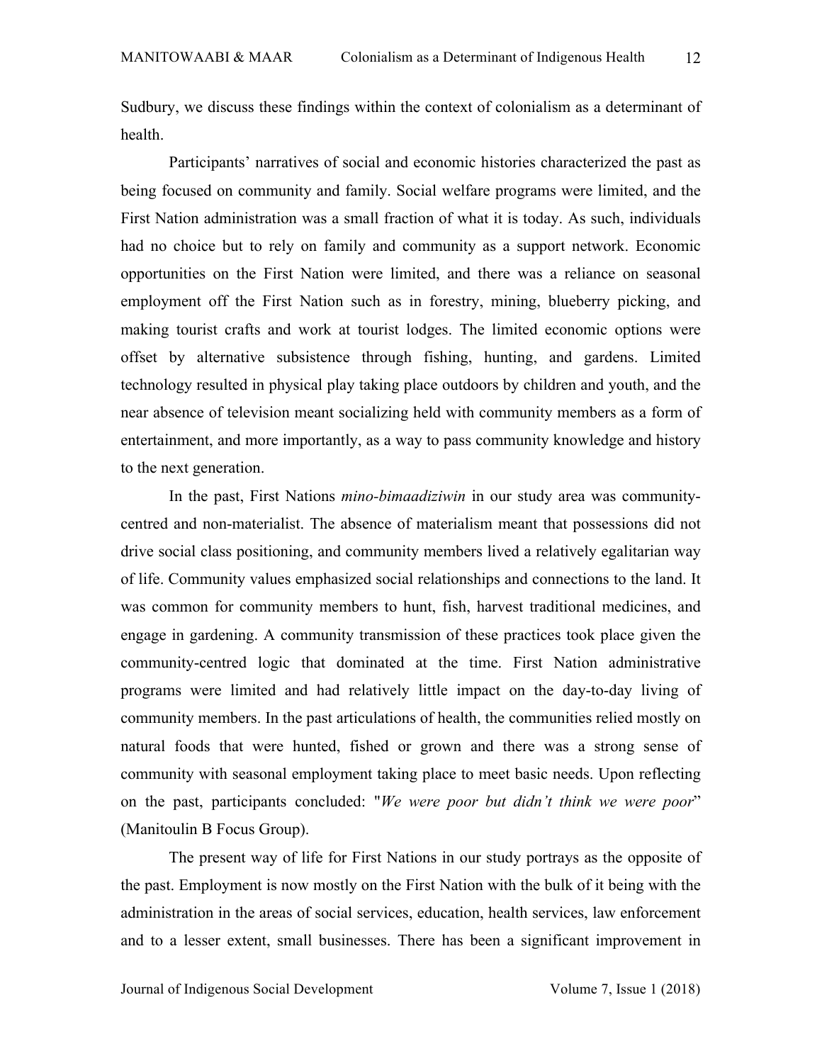Sudbury, we discuss these findings within the context of colonialism as a determinant of health.

Participants' narratives of social and economic histories characterized the past as being focused on community and family. Social welfare programs were limited, and the First Nation administration was a small fraction of what it is today. As such, individuals had no choice but to rely on family and community as a support network. Economic opportunities on the First Nation were limited, and there was a reliance on seasonal employment off the First Nation such as in forestry, mining, blueberry picking, and making tourist crafts and work at tourist lodges. The limited economic options were offset by alternative subsistence through fishing, hunting, and gardens. Limited technology resulted in physical play taking place outdoors by children and youth, and the near absence of television meant socializing held with community members as a form of entertainment, and more importantly, as a way to pass community knowledge and history to the next generation.

In the past, First Nations *mino-bimaadiziwin* in our study area was community-centred and non-materialist. The absence of materialism meant that possessions did not drive social class positioning, and community members lived a relatively egalitarian way of life. Community values emphasized social relationships and connections to the land. It was common for community members to hunt, fish, harvest traditional medicines, and engage in gardening. A community transmission of these practices took place given the community-centred logic that dominated at the time. First Nation administrative programs were limited and had relatively little impact on the day-to-day living of community members. In the past articulations of health, the communities relied mostly on natural foods that were hunted, fished or grown and there was a strong sense of community with seasonal employment taking place to meet basic needs. Upon reflecting on the past, participants concluded: "*We were poor but didn't think we were poor*" (Manitoulin B Focus Group).

The present way of life for First Nations in our study portrays as the opposite of the past. Employment is now mostly on the First Nation with the bulk of it being with the administration in the areas of social services, education, health services, law enforcement and to a lesser extent, small businesses. There has been a significant improvement in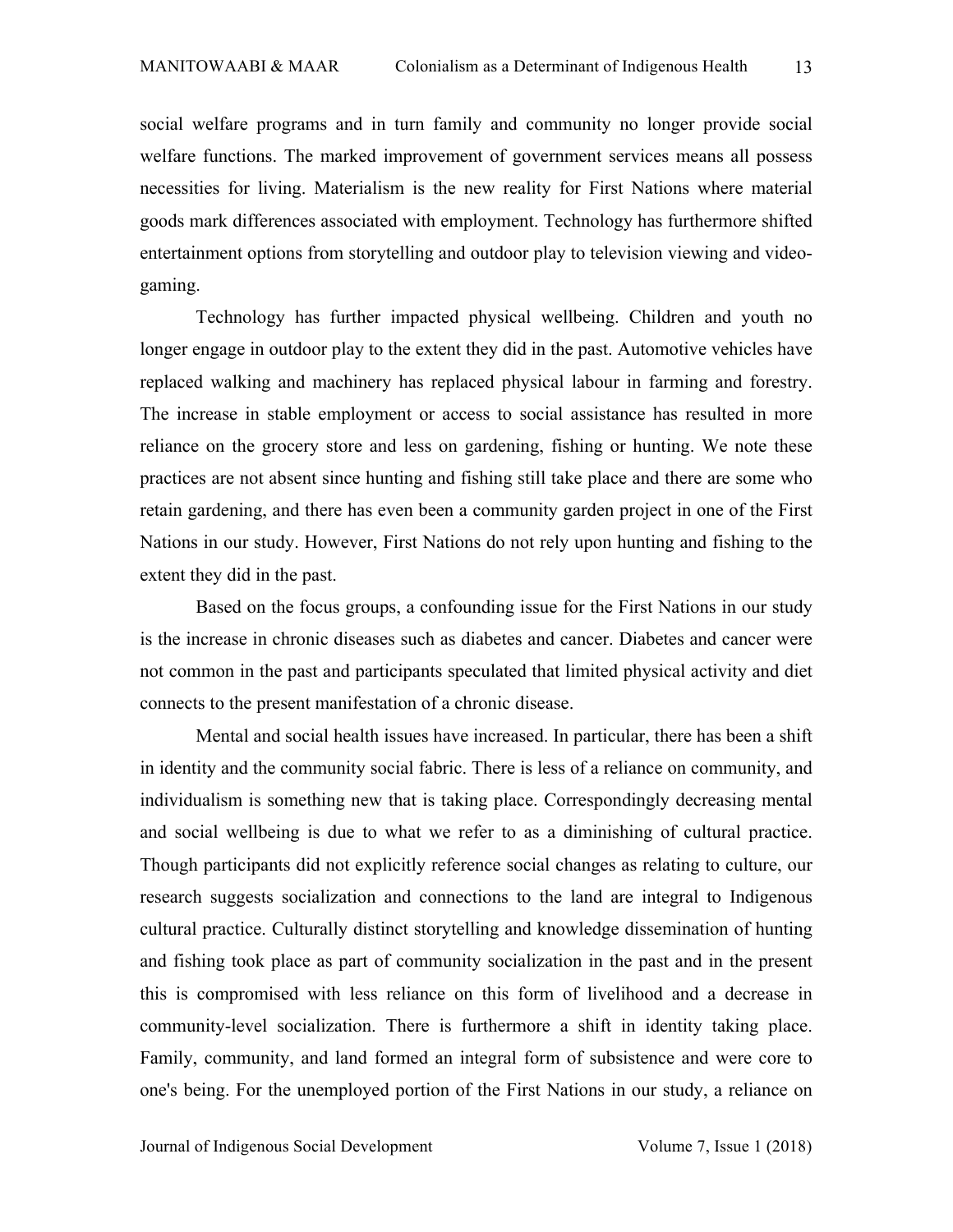social welfare programs and in turn family and community no longer provide social welfare functions. The marked improvement of government services means all possess necessities for living. Materialism is the new reality for First Nations where material goods mark differences associated with employment. Technology has furthermore shifted entertainment options from storytelling and outdoor play to television viewing and video-gaming.

Technology has further impacted physical wellbeing. Children and youth no longer engage in outdoor play to the extent they did in the past. Automotive vehicles have replaced walking and machinery has replaced physical labour in farming and forestry. The increase in stable employment or access to social assistance has resulted in more reliance on the grocery store and less on gardening, fishing or hunting. We note these practices are not absent since hunting and fishing still take place and there are some who retain gardening, and there has even been a community garden project in one of the First Nations in our study. However, First Nations do not rely upon hunting and fishing to the extent they did in the past.

Based on the focus groups, a confounding issue for the First Nations in our study is the increase in chronic diseases such as diabetes and cancer. Diabetes and cancer were not common in the past and participants speculated that limited physical activity and diet connects to the present manifestation of a chronic disease.

Mental and social health issues have increased. In particular, there has been a shift in identity and the community social fabric. There is less of a reliance on community, and individualism is something new that is taking place. Correspondingly decreasing mental and social wellbeing is due to what we refer to as a diminishing of cultural practice. Though participants did not explicitly reference social changes as relating to culture, our research suggests socialization and connections to the land are integral to Indigenous cultural practice. Culturally distinct storytelling and knowledge dissemination of hunting and fishing took place as part of community socialization in the past and in the present this is compromised with less reliance on this form of livelihood and a decrease in community-level socialization. There is furthermore a shift in identity taking place. Family, community, and land formed an integral form of subsistence and were core to one's being. For the unemployed portion of the First Nations in our study, a reliance on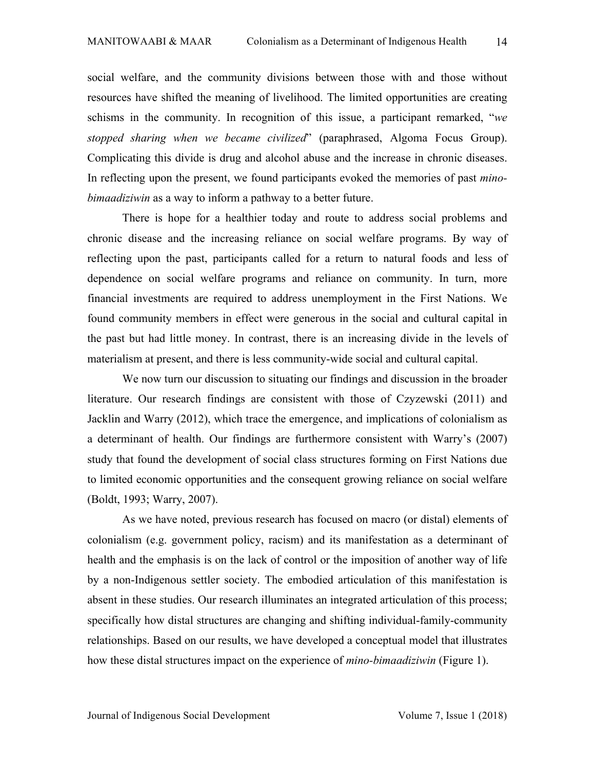social welfare, and the community divisions between those with and those without resources have shifted the meaning of livelihood. The limited opportunities are creating schisms in the community. In recognition of this issue, a participant remarked, "*we stopped sharing when we became civilized*" (paraphrased, Algoma Focus Group). Complicating this divide is drug and alcohol abuse and the increase in chronic diseases. In reflecting upon the present, we found participants evoked the memories of past *mino-bimaadiziwin* as a way to inform a pathway to a better future.

There is hope for a healthier today and route to address social problems and chronic disease and the increasing reliance on social welfare programs. By way of reflecting upon the past, participants called for a return to natural foods and less of dependence on social welfare programs and reliance on community. In turn, more financial investments are required to address unemployment in the First Nations. We found community members in effect were generous in the social and cultural capital in the past but had little money. In contrast, there is an increasing divide in the levels of materialism at present, and there is less community-wide social and cultural capital.

We now turn our discussion to situating our findings and discussion in the broader literature. Our research findings are consistent with those of Czyzewski (2011) and Jacklin and Warry (2012), which trace the emergence, and implications of colonialism as a determinant of health. Our findings are furthermore consistent with Warry's (2007) study that found the development of social class structures forming on First Nations due to limited economic opportunities and the consequent growing reliance on social welfare (Boldt, 1993; Warry, 2007).

As we have noted, previous research has focused on macro (or distal) elements of colonialism (e.g. government policy, racism) and its manifestation as a determinant of health and the emphasis is on the lack of control or the imposition of another way of life by a non-Indigenous settler society. The embodied articulation of this manifestation is absent in these studies. Our research illuminates an integrated articulation of this process; specifically how distal structures are changing and shifting individual-family-community relationships. Based on our results, we have developed a conceptual model that illustrates how these distal structures impact on the experience of *mino-bimaadiziwin* (Figure 1).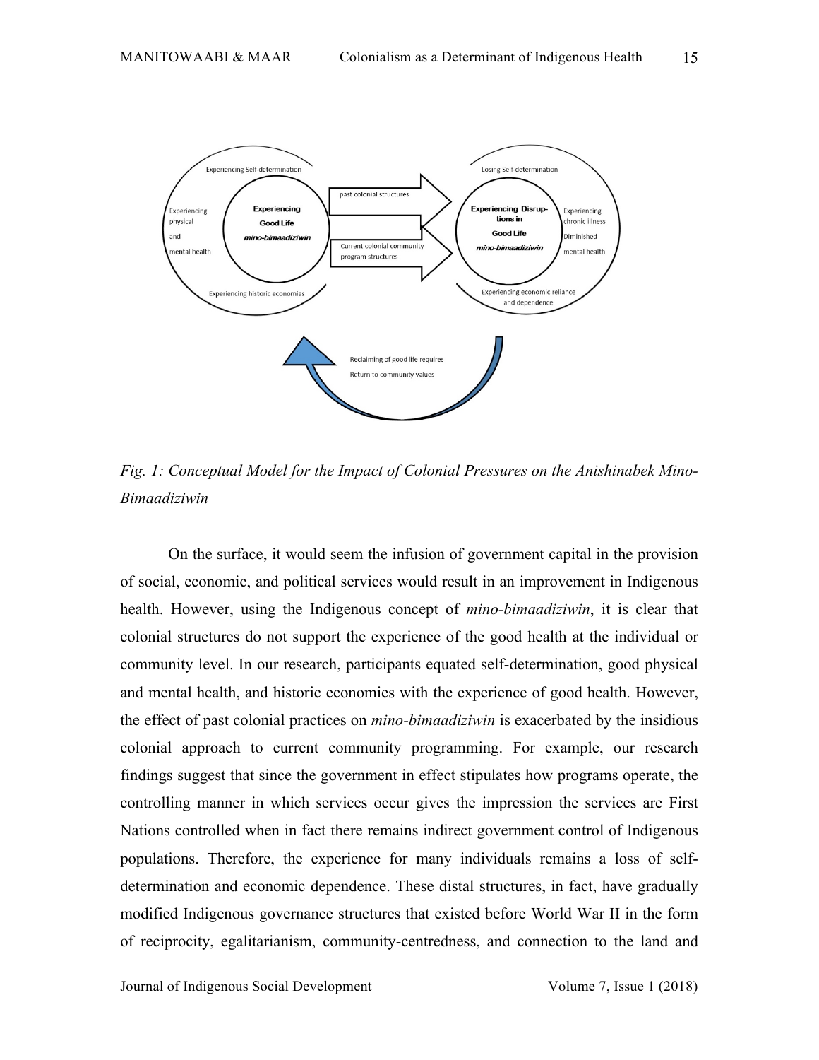*Fig. 1: Conceptual Model for the Impact of Colonial Pressures on the Anishinabek Mino-Bimaadiziwin*

On the surface, it would seem the infusion of government capital in the provision of social, economic, and political services would result in an improvement in Indigenous health. However, using the Indigenous concept of *mino-bimaadiziwin*, it is clear that colonial structures do not support the experience of the good health at the individual or community level. In our research, participants equated self-determination, good physical and mental health, and historic economies with the experience of good health. However, the effect of past colonial practices on *mino-bimaadiziwin* is exacerbated by the insidious colonial approach to current community programming. For example, our research findings suggest that since the government in effect stipulates how programs operate, the controlling manner in which services occur gives the impression the services are First Nations controlled when in fact there remains indirect government control of Indigenous populations. Therefore, the experience for many individuals remains a loss of self-determination and economic dependence. These distal structures, in fact, have gradually modified Indigenous governance structures that existed before World War II in the form of reciprocity, egalitarianism, community-centredness, and connection to the land and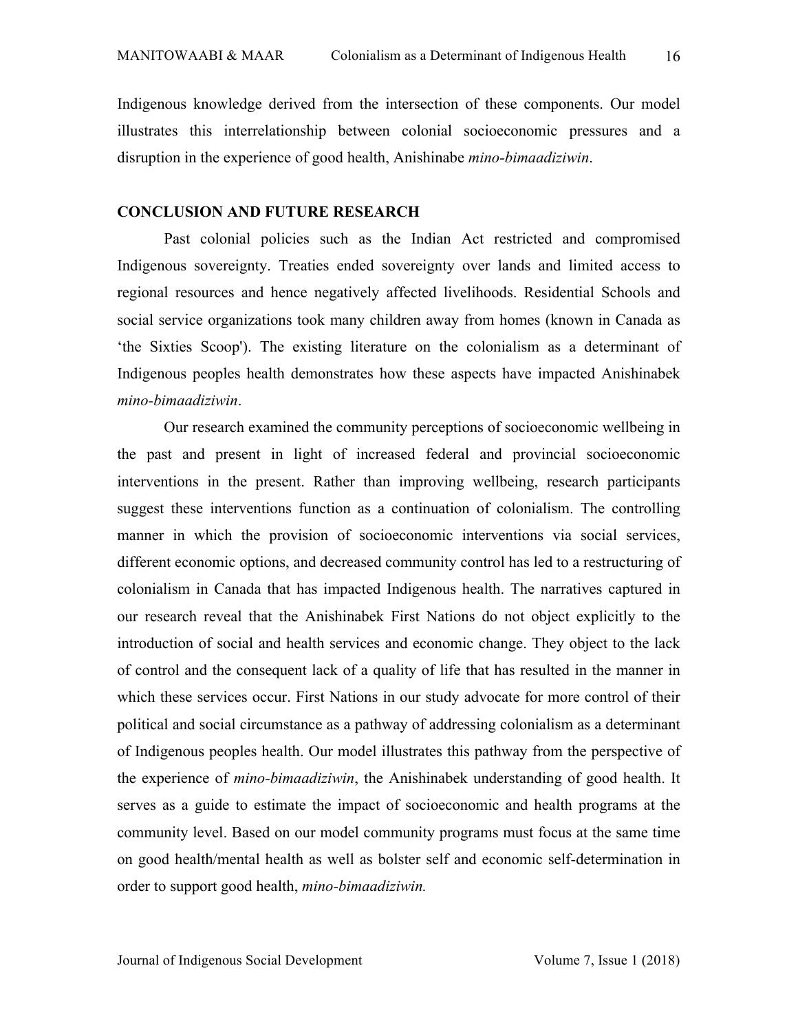Indigenous knowledge derived from the intersection of these components. Our model illustrates this interrelationship between colonial socioeconomic pressures and a disruption in the experience of good health, Anishinabe *mino-bimaadiziwin*.

## CONCLUSION AND FUTURE RESEARCH

Past colonial policies such as the Indian Act restricted and compromised Indigenous sovereignty. Treaties ended sovereignty over lands and limited access to regional resources and hence negatively affected livelihoods. Residential Schools and social service organizations took many children away from homes (known in Canada as 'the Sixties Scoop'). The existing literature on the colonialism as a determinant of Indigenous peoples health demonstrates how these aspects have impacted Anishinabek *mino-bimaadiziwin*.

Our research examined the community perceptions of socioeconomic wellbeing in the past and present in light of increased federal and provincial socioeconomic interventions in the present. Rather than improving wellbeing, research participants suggest these interventions function as a continuation of colonialism. The controlling manner in which the provision of socioeconomic interventions via social services, different economic options, and decreased community control has led to a restructuring of colonialism in Canada that has impacted Indigenous health. The narratives captured in our research reveal that the Anishinabek First Nations do not object explicitly to the introduction of social and health services and economic change. They object to the lack of control and the consequent lack of a quality of life that has resulted in the manner in which these services occur. First Nations in our study advocate for more control of their political and social circumstance as a pathway of addressing colonialism as a determinant of Indigenous peoples health. Our model illustrates this pathway from the perspective of the experience of *mino-bimaadiziwin*, the Anishinabek understanding of good health. It serves as a guide to estimate the impact of socioeconomic and health programs at the community level. Based on our model community programs must focus at the same time on good health/mental health as well as bolster self and economic self-determination in order to support good health, *mino-bimaadiziwin.*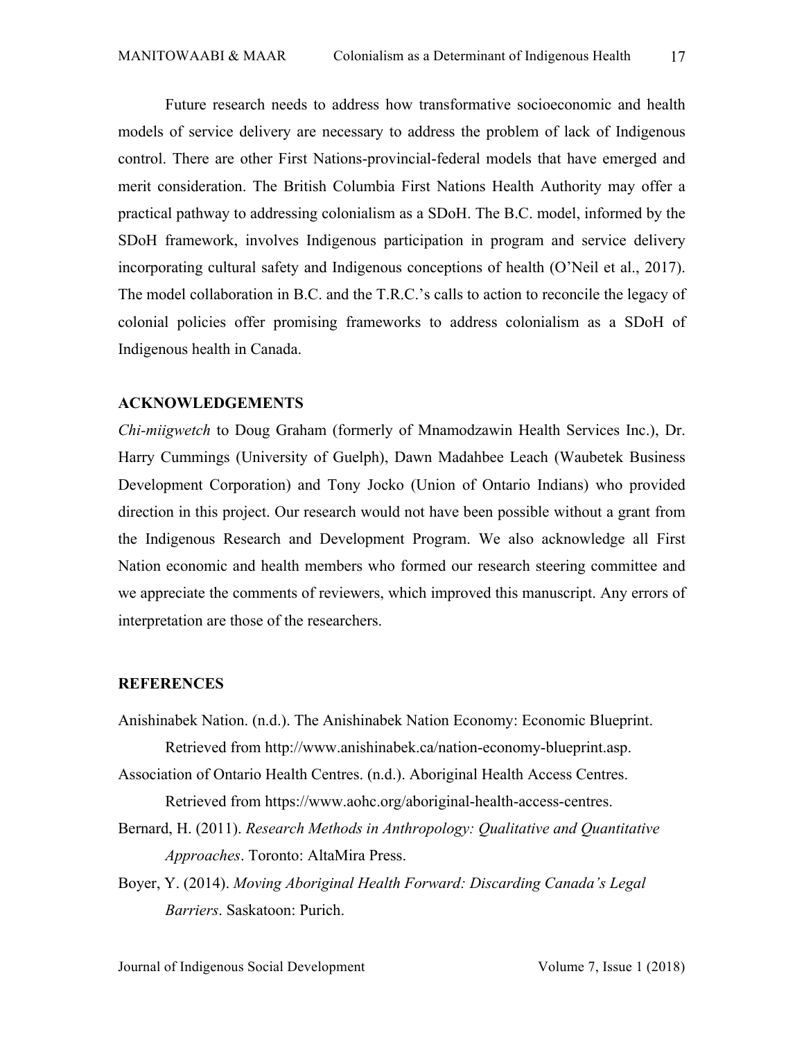Future research needs to address how transformative socioeconomic and health models of service delivery are necessary to address the problem of lack of Indigenous control. There are other First Nations-provincial-federal models that have emerged and merit consideration. The British Columbia First Nations Health Authority may offer a practical pathway to addressing colonialism as a SDoH. The B.C. model, informed by the SDoH framework, involves Indigenous participation in program and service delivery incorporating cultural safety and Indigenous conceptions of health (O'Neil et al., 2017). The model collaboration in B.C. and the T.R.C.'s calls to action to reconcile the legacy of colonial policies offer promising frameworks to address colonialism as a SDoH of Indigenous health in Canada.

## ACKNOWLEDGEMENTS

*Chi-miigwetch* to Doug Graham (formerly of Mnamodzawin Health Services Inc.), Dr. Harry Cummings (University of Guelph), Dawn Madahbee Leach (Waubetek Business Development Corporation) and Tony Jocko (Union of Ontario Indians) who provided direction in this project. Our research would not have been possible without a grant from the Indigenous Research and Development Program. We also acknowledge all First Nation economic and health members who formed our research steering committee and we appreciate the comments of reviewers, which improved this manuscript. Any errors of interpretation are those of the researchers.

## REFERENCES

Anishinabek Nation. (n.d.). The Anishinabek Nation Economy: Economic Blueprint. Retrieved from http://www.anishinabek.ca/nation-economy-blueprint.asp.

Association of Ontario Health Centres. (n.d.). Aboriginal Health Access Centres. Retrieved from https://www.aohc.org/aboriginal-health-access-centres.

Bernard, H. (2011). *Research Methods in Anthropology: Qualitative and Quantitative Approaches*. Toronto: AltaMira Press.

Boyer, Y. (2014). *Moving Aboriginal Health Forward: Discarding Canada's Legal Barriers*. Saskatoon: Purich.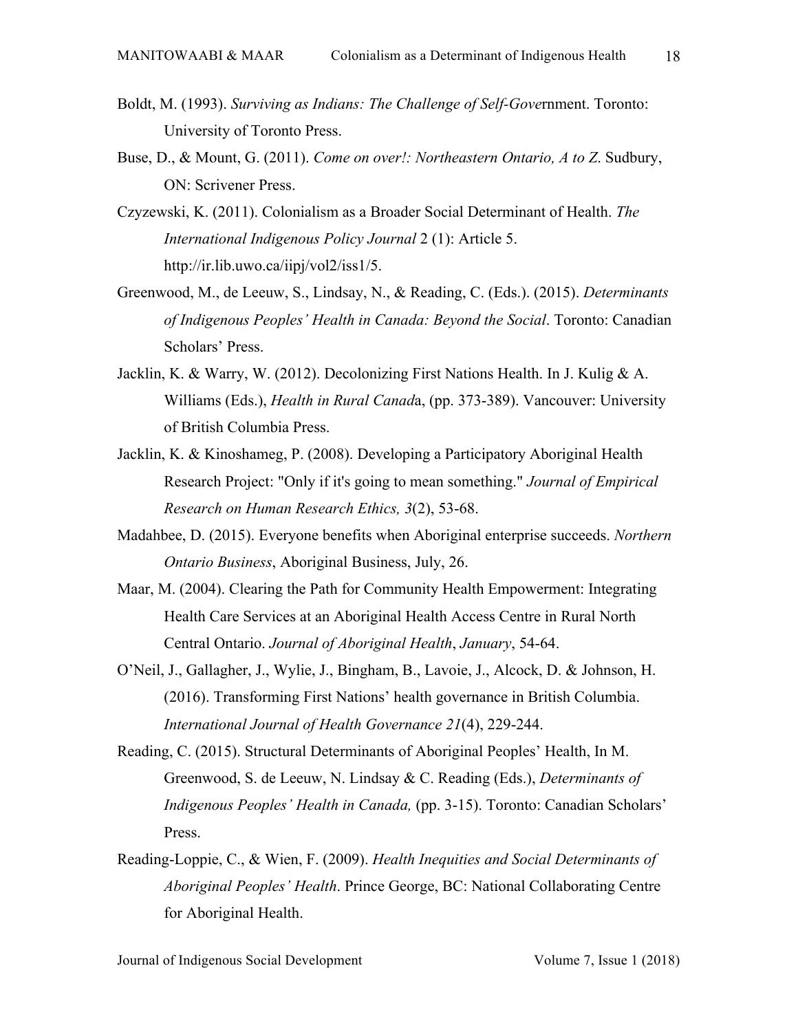Boldt, M. (1993). *Surviving as Indians: The Challenge of Self-Gove*rnment. Toronto: University of Toronto Press.

Buse, D., & Mount, G. (2011). *Come on over!: Northeastern Ontario, A to Z*. Sudbury, ON: Scrivener Press.

Czyzewski, K. (2011). Colonialism as a Broader Social Determinant of Health. *The International Indigenous Policy Journal* 2 (1): Article 5. http://ir.lib.uwo.ca/iipj/vol2/iss1/5.

Greenwood, M., de Leeuw, S., Lindsay, N., & Reading, C. (Eds.). (2015). *Determinants of Indigenous Peoples' Health in Canada: Beyond the Social*. Toronto: Canadian Scholars' Press.

Jacklin, K. & Warry, W. (2012). Decolonizing First Nations Health. In J. Kulig & A. Williams (Eds.), *Health in Rural Canad*a, (pp. 373-389). Vancouver: University of British Columbia Press.

Jacklin, K. & Kinoshameg, P. (2008). Developing a Participatory Aboriginal Health Research Project: "Only if it's going to mean something." *Journal of Empirical Research on Human Research Ethics, 3*(2), 53-68.

Madahbee, D. (2015). Everyone benefits when Aboriginal enterprise succeeds. *Northern Ontario Business*, Aboriginal Business, July, 26.

Maar, M. (2004). Clearing the Path for Community Health Empowerment: Integrating Health Care Services at an Aboriginal Health Access Centre in Rural North Central Ontario. *Journal of Aboriginal Health*, *January*, 54-64.

O'Neil, J., Gallagher, J., Wylie, J., Bingham, B., Lavoie, J., Alcock, D. & Johnson, H. (2016). Transforming First Nations' health governance in British Columbia. *International Journal of Health Governance 21*(4), 229-244.

Reading, C. (2015). Structural Determinants of Aboriginal Peoples' Health, In M. Greenwood, S. de Leeuw, N. Lindsay & C. Reading (Eds.), *Determinants of Indigenous Peoples' Health in Canada,* (pp. 3-15). Toronto: Canadian Scholars' Press.

Reading-Loppie, C., & Wien, F. (2009). *Health Inequities and Social Determinants of Aboriginal Peoples' Health*. Prince George, BC: National Collaborating Centre for Aboriginal Health.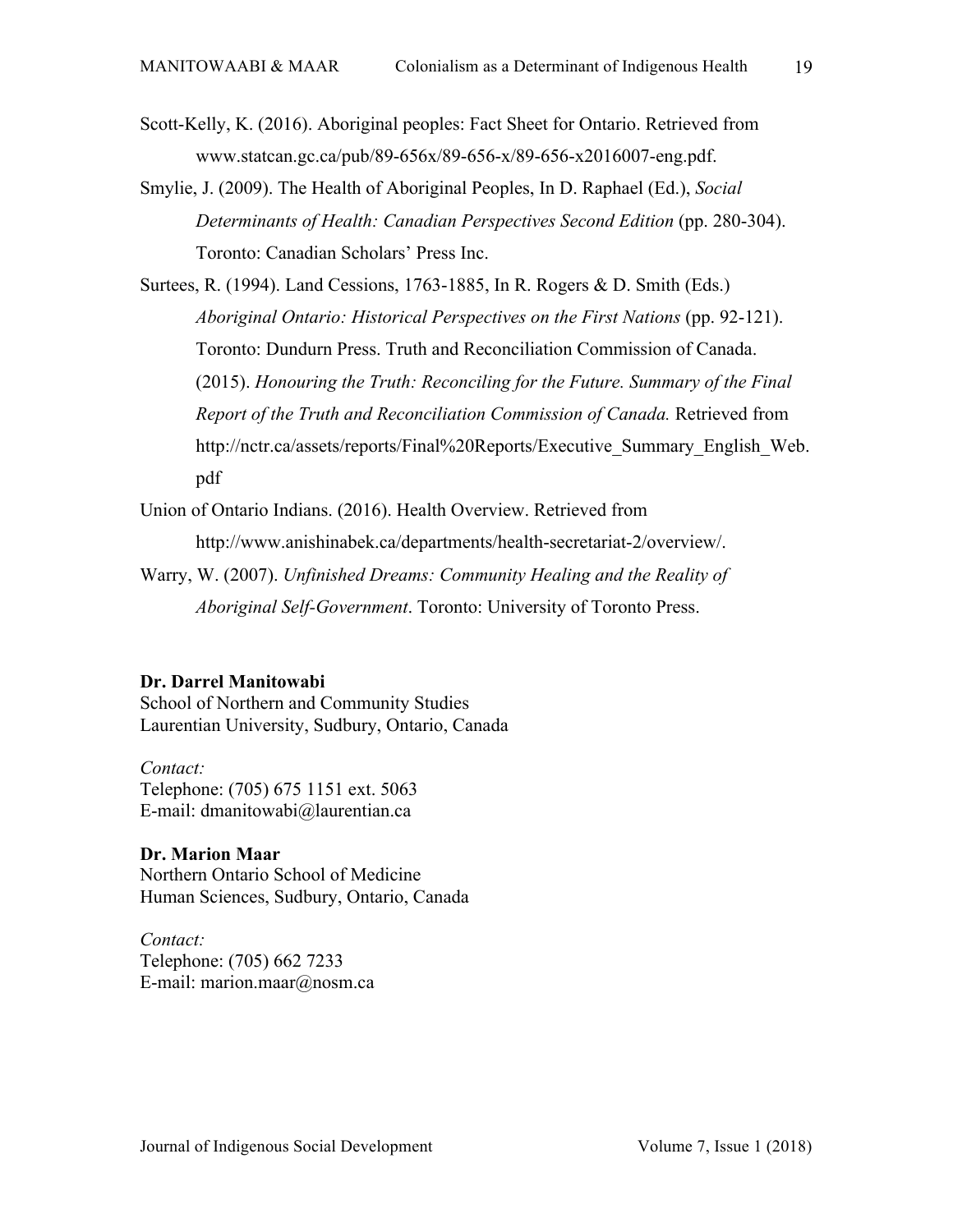Scott-Kelly, K. (2016). Aboriginal peoples: Fact Sheet for Ontario. Retrieved from www.statcan.gc.ca/pub/89-656x/89-656-x/89-656-x2016007-eng.pdf.

Smylie, J. (2009). The Health of Aboriginal Peoples, In D. Raphael (Ed.), *Social Determinants of Health: Canadian Perspectives Second Edition* (pp. 280-304). Toronto: Canadian Scholars' Press Inc.

Surtees, R. (1994). Land Cessions, 1763-1885, In R. Rogers & D. Smith (Eds.) *Aboriginal Ontario: Historical Perspectives on the First Nations* (pp. 92-121). Toronto: Dundurn Press. Truth and Reconciliation Commission of Canada. (2015). *Honouring the Truth: Reconciling for the Future. Summary of the Final Report of the Truth and Reconciliation Commission of Canada.* Retrieved from http://nctr.ca/assets/reports/Final%20Reports/Executive_Summary_English_Web.pdf

Union of Ontario Indians. (2016). Health Overview. Retrieved from http://www.anishinabek.ca/departments/health-secretariat-2/overview/.

Warry, W. (2007). *Unfinished Dreams: Community Healing and the Reality of Aboriginal Self-Government*. Toronto: University of Toronto Press.

**Dr. Darrel Manitowabi**
School of Northern and Community Studies
Laurentian University, Sudbury, Ontario, Canada

*Contact:*
Telephone: (705) 675 1151 ext. 5063
E-mail: dmanitowabi@laurentian.ca

**Dr. Marion Maar**
Northern Ontario School of Medicine
Human Sciences, Sudbury, Ontario, Canada

*Contact:*
Telephone: (705) 662 7233
E-mail: marion.maar@nosm.ca